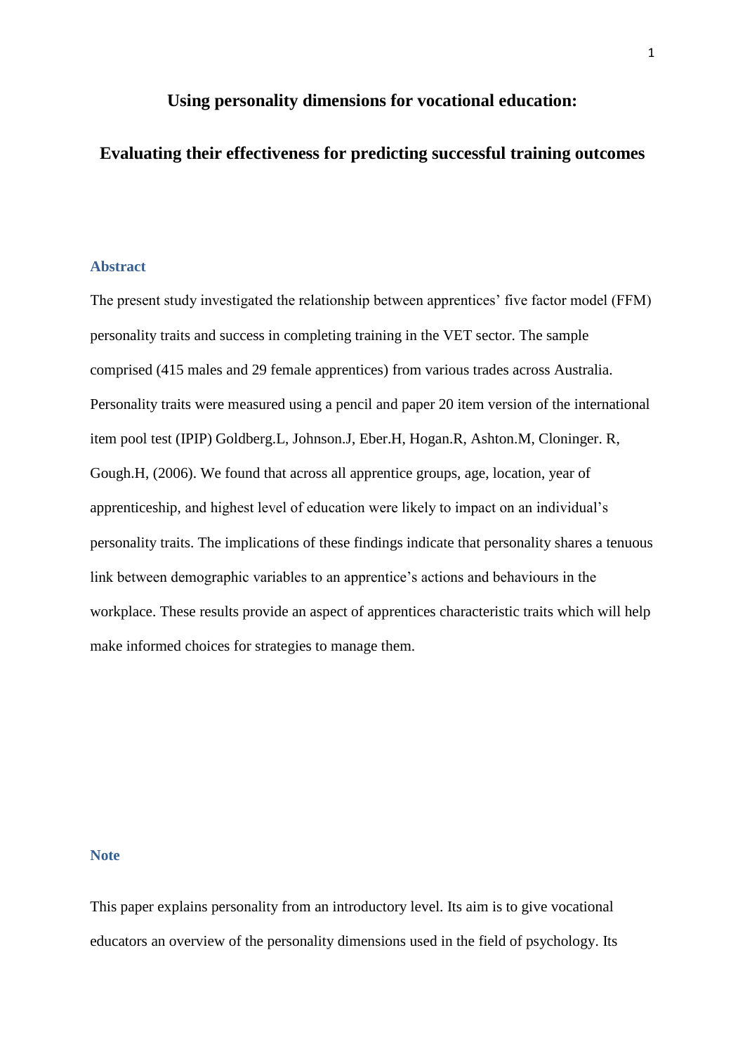# Using personality dimensions for vocational education:

# Evaluating their effectiveness for predicting successful training outcomes

## Abstract

The present study investigated the relationship between apprentices' five factor model (FFM) personality traits and success in completing training in the VET sector. The sample comprised (415 males and 29 female apprentices) from various trades across Australia. Personality traits were measured using a pencil and paper 20 item version of the international item pool test (IPIP) Goldberg.L, Johnson.J, Eber.H, Hogan.R, Ashton.M, Cloninger. R, Gough.H, (2006). We found that across all apprentice groups, age, location, year of apprenticeship, and highest level of education were likely to impact on an individual's personality traits. The implications of these findings indicate that personality shares a tenuous link between demographic variables to an apprentice's actions and behaviours in the workplace. These results provide an aspect of apprentices characteristic traits which will help make informed choices for strategies to manage them.

## Note

This paper explains personality from an introductory level. Its aim is to give vocational educators an overview of the personality dimensions used in the field of psychology. Its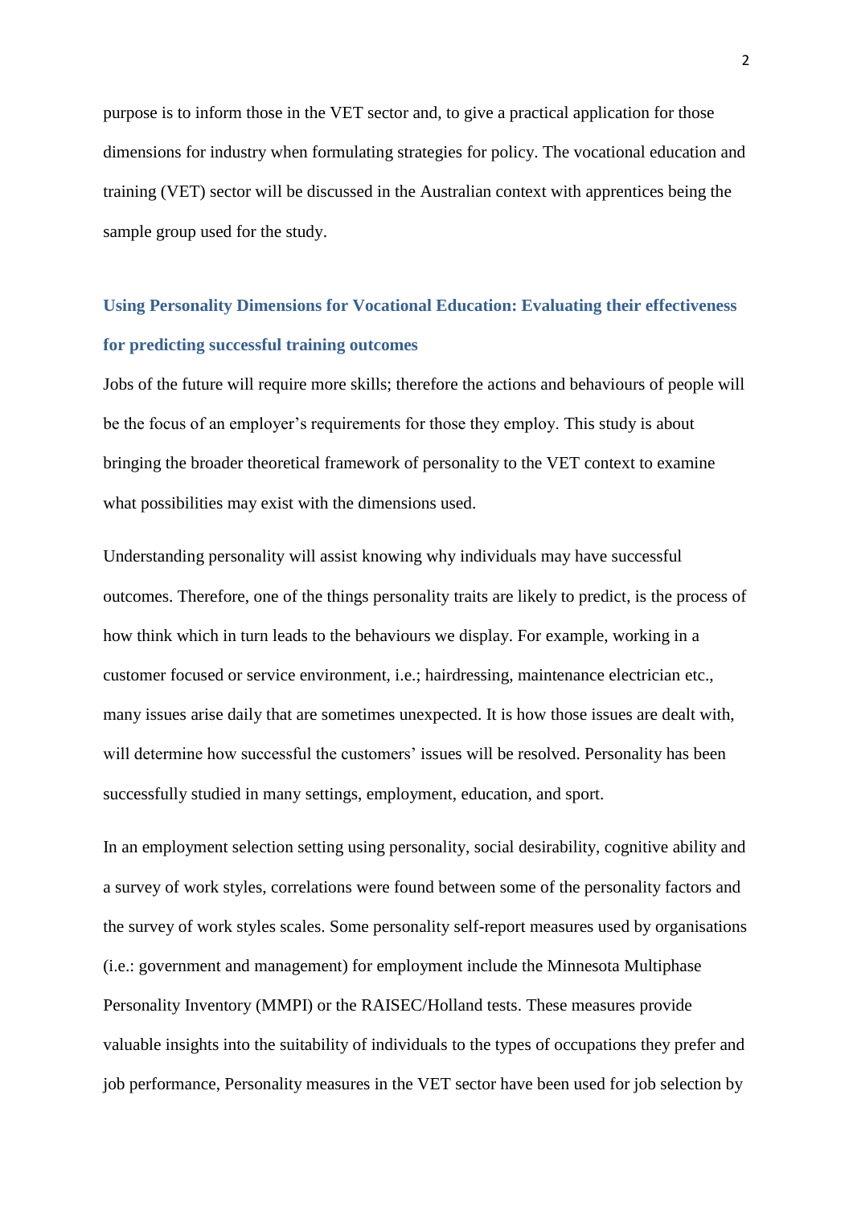purpose is to inform those in the VET sector and, to give a practical application for those dimensions for industry when formulating strategies for policy. The vocational education and training (VET) sector will be discussed in the Australian context with apprentices being the sample group used for the study.

## Using Personality Dimensions for Vocational Education: Evaluating their effectiveness for predicting successful training outcomes

Jobs of the future will require more skills; therefore the actions and behaviours of people will be the focus of an employer's requirements for those they employ. This study is about bringing the broader theoretical framework of personality to the VET context to examine what possibilities may exist with the dimensions used.

Understanding personality will assist knowing why individuals may have successful outcomes. Therefore, one of the things personality traits are likely to predict, is the process of how think which in turn leads to the behaviours we display. For example, working in a customer focused or service environment, i.e.; hairdressing, maintenance electrician etc., many issues arise daily that are sometimes unexpected. It is how those issues are dealt with, will determine how successful the customers' issues will be resolved. Personality has been successfully studied in many settings, employment, education, and sport.

In an employment selection setting using personality, social desirability, cognitive ability and a survey of work styles, correlations were found between some of the personality factors and the survey of work styles scales. Some personality self-report measures used by organisations (i.e.: government and management) for employment include the Minnesota Multiphase Personality Inventory (MMPI) or the RAISEC/Holland tests. These measures provide valuable insights into the suitability of individuals to the types of occupations they prefer and job performance, Personality measures in the VET sector have been used for job selection by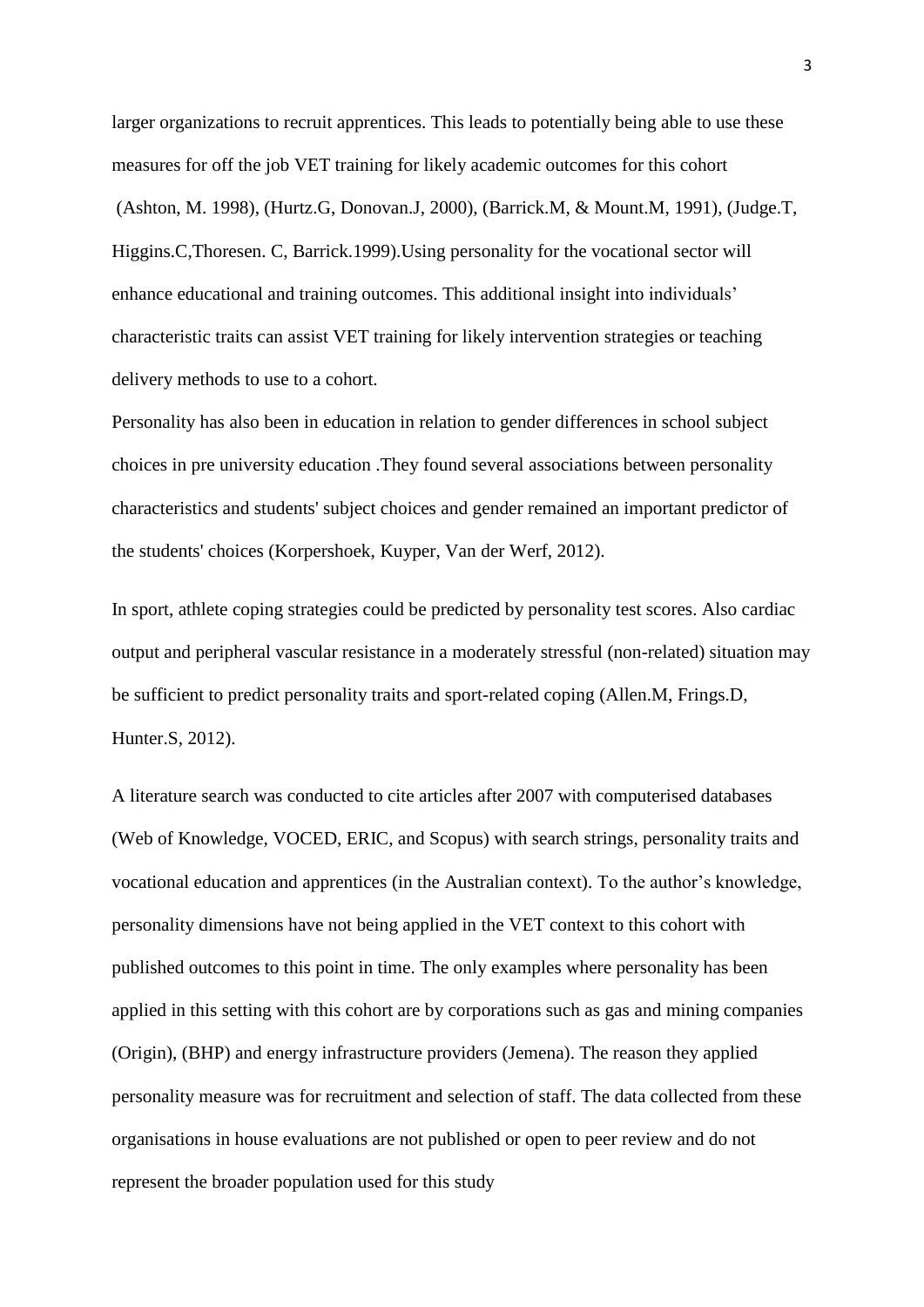larger organizations to recruit apprentices. This leads to potentially being able to use these measures for off the job VET training for likely academic outcomes for this cohort (Ashton, M. 1998), (Hurtz.G, Donovan.J, 2000), (Barrick.M, & Mount.M, 1991), (Judge.T, Higgins.C,Thoresen. C, Barrick.1999).Using personality for the vocational sector will enhance educational and training outcomes. This additional insight into individuals' characteristic traits can assist VET training for likely intervention strategies or teaching delivery methods to use to a cohort.

Personality has also been in education in relation to gender differences in school subject choices in pre university education .They found several associations between personality characteristics and students' subject choices and gender remained an important predictor of the students' choices (Korpershoek, Kuyper, Van der Werf, 2012).

In sport, athlete coping strategies could be predicted by personality test scores. Also cardiac output and peripheral vascular resistance in a moderately stressful (non-related) situation may be sufficient to predict personality traits and sport-related coping (Allen.M, Frings.D, Hunter.S, 2012).

A literature search was conducted to cite articles after 2007 with computerised databases (Web of Knowledge, VOCED, ERIC, and Scopus) with search strings, personality traits and vocational education and apprentices (in the Australian context). To the author's knowledge, personality dimensions have not being applied in the VET context to this cohort with published outcomes to this point in time. The only examples where personality has been applied in this setting with this cohort are by corporations such as gas and mining companies (Origin), (BHP) and energy infrastructure providers (Jemena). The reason they applied personality measure was for recruitment and selection of staff. The data collected from these organisations in house evaluations are not published or open to peer review and do not represent the broader population used for this study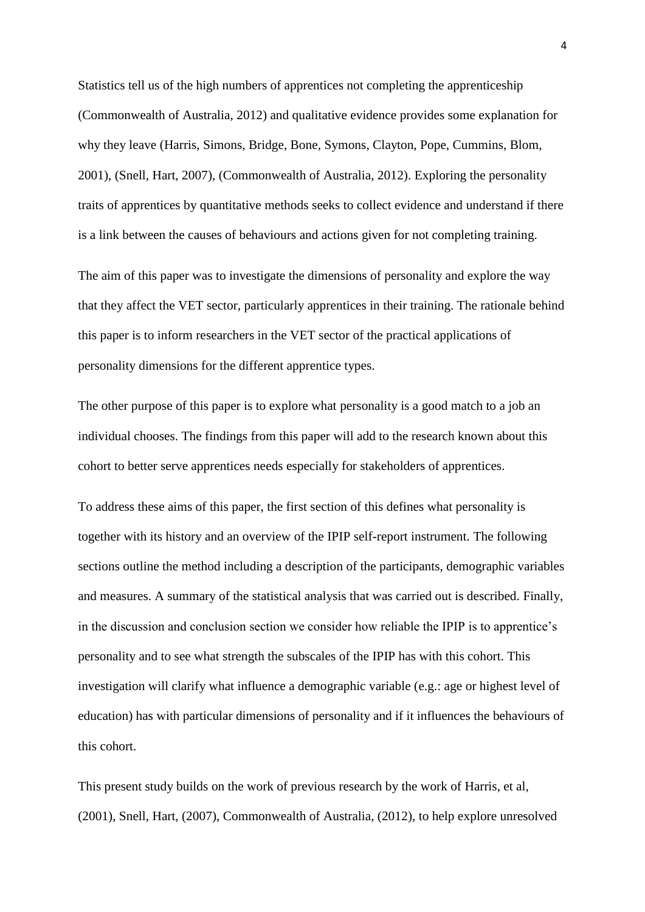Statistics tell us of the high numbers of apprentices not completing the apprenticeship (Commonwealth of Australia, 2012) and qualitative evidence provides some explanation for why they leave (Harris, Simons, Bridge, Bone, Symons, Clayton, Pope, Cummins, Blom, 2001), (Snell, Hart, 2007), (Commonwealth of Australia, 2012). Exploring the personality traits of apprentices by quantitative methods seeks to collect evidence and understand if there is a link between the causes of behaviours and actions given for not completing training.

The aim of this paper was to investigate the dimensions of personality and explore the way that they affect the VET sector, particularly apprentices in their training. The rationale behind this paper is to inform researchers in the VET sector of the practical applications of personality dimensions for the different apprentice types.

The other purpose of this paper is to explore what personality is a good match to a job an individual chooses. The findings from this paper will add to the research known about this cohort to better serve apprentices needs especially for stakeholders of apprentices.

To address these aims of this paper, the first section of this defines what personality is together with its history and an overview of the IPIP self-report instrument. The following sections outline the method including a description of the participants, demographic variables and measures. A summary of the statistical analysis that was carried out is described. Finally, in the discussion and conclusion section we consider how reliable the IPIP is to apprentice's personality and to see what strength the subscales of the IPIP has with this cohort. This investigation will clarify what influence a demographic variable (e.g.: age or highest level of education) has with particular dimensions of personality and if it influences the behaviours of this cohort.

This present study builds on the work of previous research by the work of Harris, et al, (2001), Snell, Hart, (2007), Commonwealth of Australia, (2012), to help explore unresolved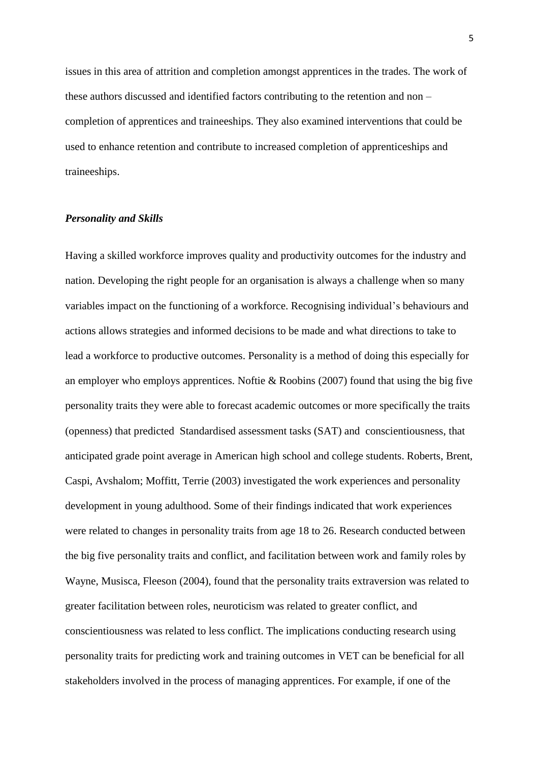issues in this area of attrition and completion amongst apprentices in the trades. The work of these authors discussed and identified factors contributing to the retention and non – completion of apprentices and traineeships. They also examined interventions that could be used to enhance retention and contribute to increased completion of apprenticeships and traineeships.

### *Personality and Skills*

Having a skilled workforce improves quality and productivity outcomes for the industry and nation. Developing the right people for an organisation is always a challenge when so many variables impact on the functioning of a workforce. Recognising individual's behaviours and actions allows strategies and informed decisions to be made and what directions to take to lead a workforce to productive outcomes. Personality is a method of doing this especially for an employer who employs apprentices. Noftie & Roobins (2007) found that using the big five personality traits they were able to forecast academic outcomes or more specifically the traits (openness) that predicted Standardised assessment tasks (SAT) and conscientiousness, that anticipated grade point average in American high school and college students. Roberts, Brent, Caspi, Avshalom; Moffitt, Terrie (2003) investigated the work experiences and personality development in young adulthood. Some of their findings indicated that work experiences were related to changes in personality traits from age 18 to 26. Research conducted between the big five personality traits and conflict, and facilitation between work and family roles by Wayne, Musisca, Fleeson (2004), found that the personality traits extraversion was related to greater facilitation between roles, neuroticism was related to greater conflict, and conscientiousness was related to less conflict. The implications conducting research using personality traits for predicting work and training outcomes in VET can be beneficial for all stakeholders involved in the process of managing apprentices. For example, if one of the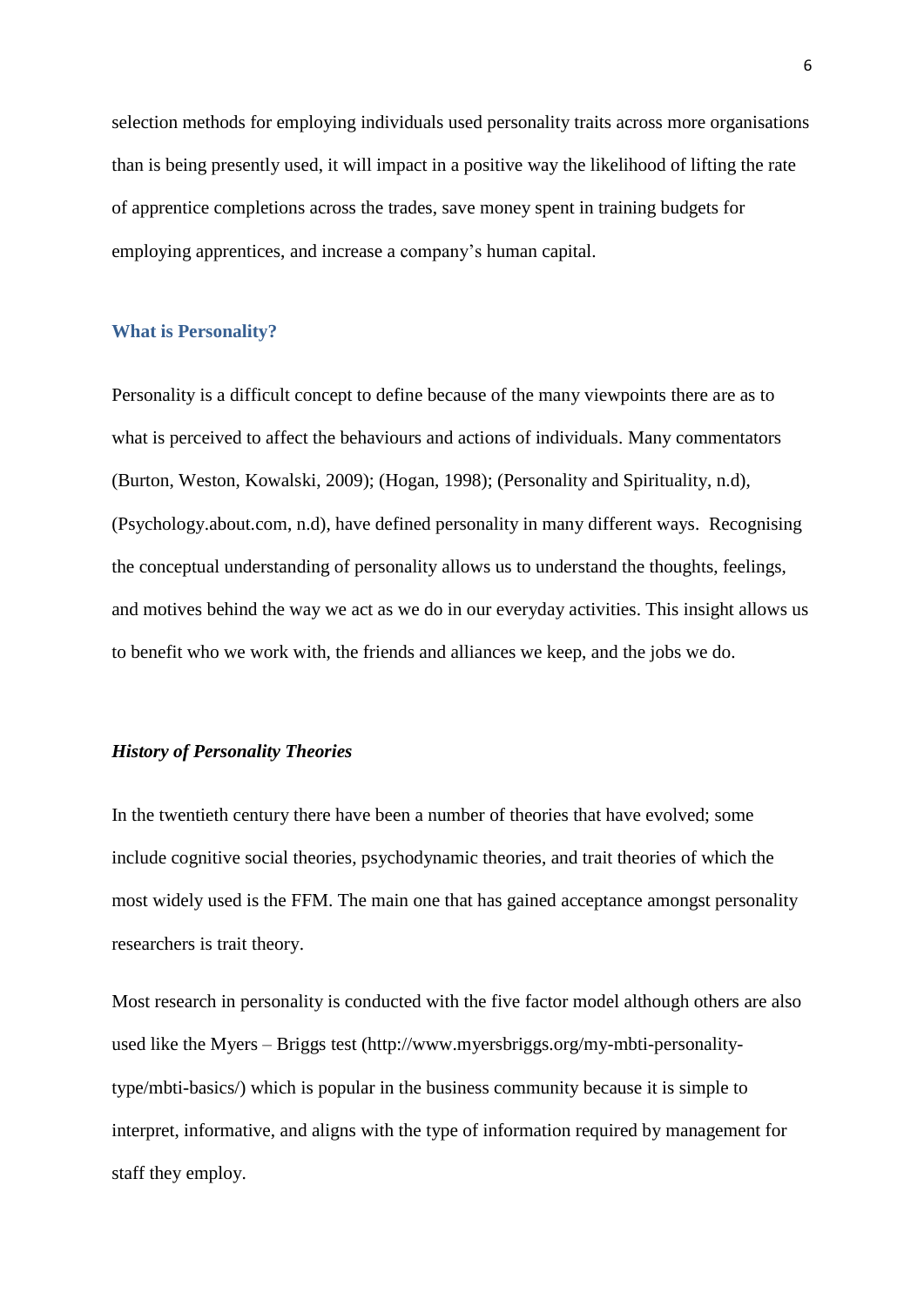selection methods for employing individuals used personality traits across more organisations than is being presently used, it will impact in a positive way the likelihood of lifting the rate of apprentice completions across the trades, save money spent in training budgets for employing apprentices, and increase a company's human capital.

## What is Personality?

Personality is a difficult concept to define because of the many viewpoints there are as to what is perceived to affect the behaviours and actions of individuals. Many commentators (Burton, Weston, Kowalski, 2009); (Hogan, 1998); (Personality and Spirituality, n.d), (Psychology.about.com, n.d), have defined personality in many different ways. Recognising the conceptual understanding of personality allows us to understand the thoughts, feelings, and motives behind the way we act as we do in our everyday activities. This insight allows us to benefit who we work with, the friends and alliances we keep, and the jobs we do.

### *History of Personality Theories*

In the twentieth century there have been a number of theories that have evolved; some include cognitive social theories, psychodynamic theories, and trait theories of which the most widely used is the FFM. The main one that has gained acceptance amongst personality researchers is trait theory.

Most research in personality is conducted with the five factor model although others are also used like the Myers – Briggs test (http://www.myersbriggs.org/my-mbti-personality-type/mbti-basics/) which is popular in the business community because it is simple to interpret, informative, and aligns with the type of information required by management for staff they employ.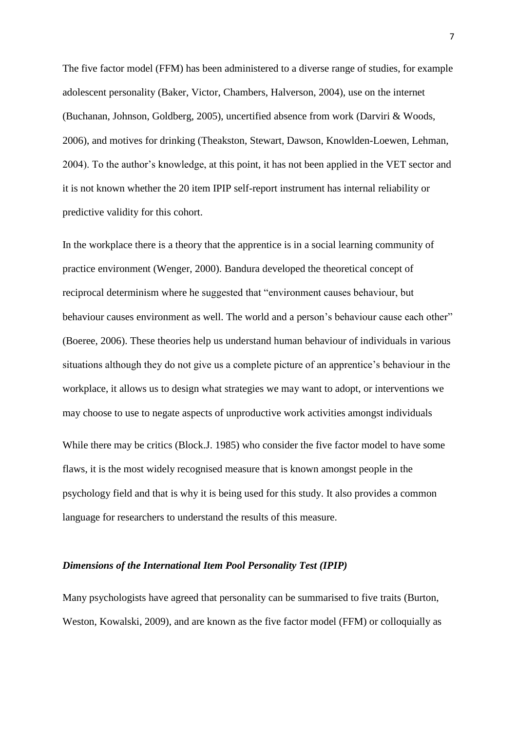The five factor model (FFM) has been administered to a diverse range of studies, for example adolescent personality (Baker, Victor, Chambers, Halverson, 2004), use on the internet (Buchanan, Johnson, Goldberg, 2005), uncertified absence from work (Darviri & Woods, 2006), and motives for drinking (Theakston, Stewart, Dawson, Knowlden-Loewen, Lehman, 2004). To the author's knowledge, at this point, it has not been applied in the VET sector and it is not known whether the 20 item IPIP self-report instrument has internal reliability or predictive validity for this cohort.

In the workplace there is a theory that the apprentice is in a social learning community of practice environment (Wenger, 2000). Bandura developed the theoretical concept of reciprocal determinism where he suggested that "environment causes behaviour, but behaviour causes environment as well. The world and a person's behaviour cause each other" (Boeree, 2006). These theories help us understand human behaviour of individuals in various situations although they do not give us a complete picture of an apprentice's behaviour in the workplace, it allows us to design what strategies we may want to adopt, or interventions we may choose to use to negate aspects of unproductive work activities amongst individuals

While there may be critics (Block.J. 1985) who consider the five factor model to have some flaws, it is the most widely recognised measure that is known amongst people in the psychology field and that is why it is being used for this study. It also provides a common language for researchers to understand the results of this measure.

### *Dimensions of the International Item Pool Personality Test (IPIP)*

Many psychologists have agreed that personality can be summarised to five traits (Burton, Weston, Kowalski, 2009), and are known as the five factor model (FFM) or colloquially as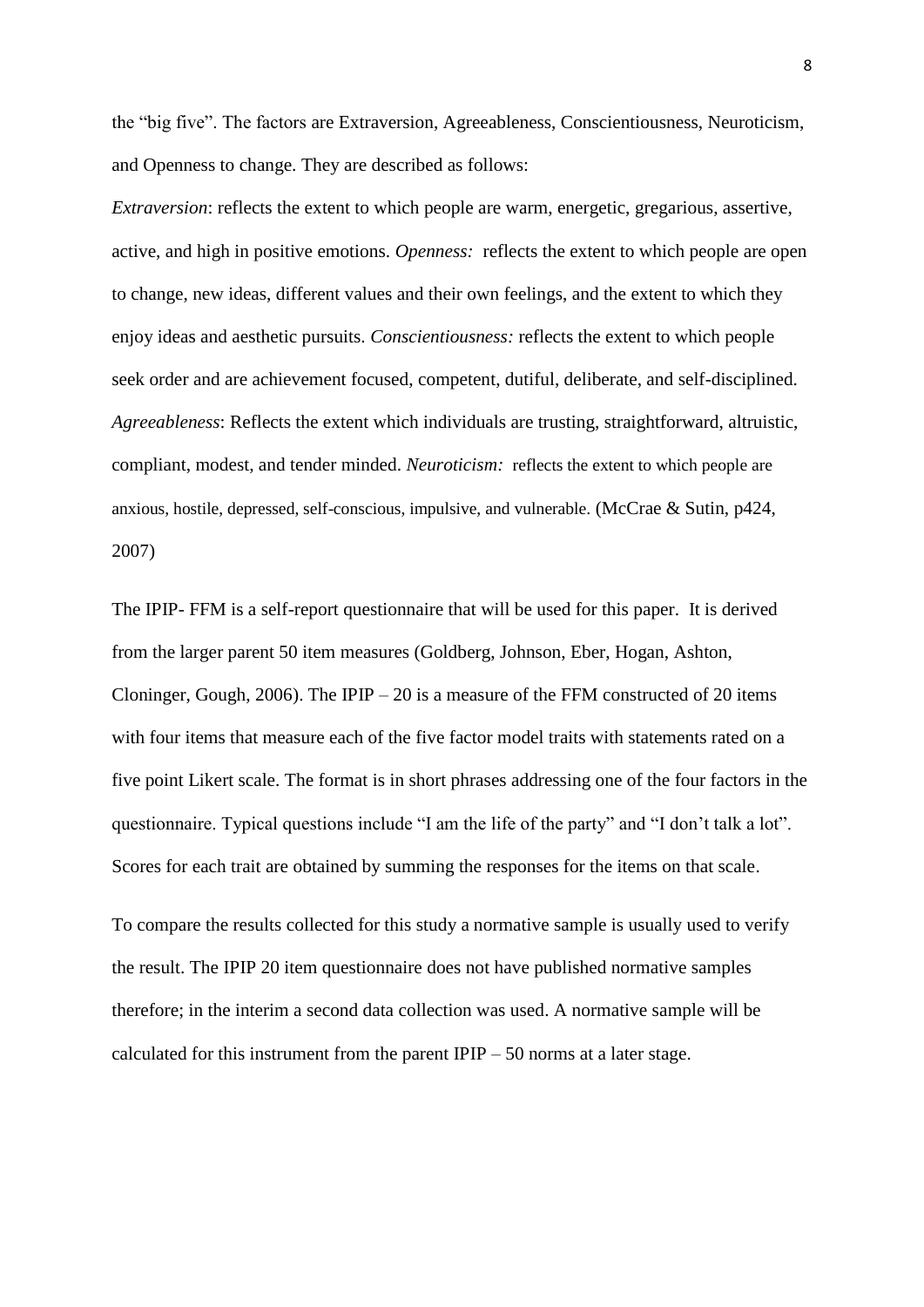the "big five". The factors are Extraversion, Agreeableness, Conscientiousness, Neuroticism, and Openness to change. They are described as follows:

*Extraversion*: reflects the extent to which people are warm, energetic, gregarious, assertive, active, and high in positive emotions. *Openness:* reflects the extent to which people are open to change, new ideas, different values and their own feelings, and the extent to which they enjoy ideas and aesthetic pursuits. *Conscientiousness:* reflects the extent to which people seek order and are achievement focused, competent, dutiful, deliberate, and self-disciplined. *Agreeableness*: Reflects the extent which individuals are trusting, straightforward, altruistic, compliant, modest, and tender minded. *Neuroticism:* reflects the extent to which people are anxious, hostile, depressed, self-conscious, impulsive, and vulnerable. (McCrae & Sutin, p424, 2007)

The IPIP- FFM is a self-report questionnaire that will be used for this paper. It is derived from the larger parent 50 item measures (Goldberg, Johnson, Eber, Hogan, Ashton, Cloninger, Gough, 2006). The IPIP – 20 is a measure of the FFM constructed of 20 items with four items that measure each of the five factor model traits with statements rated on a five point Likert scale. The format is in short phrases addressing one of the four factors in the questionnaire. Typical questions include "I am the life of the party" and "I don't talk a lot". Scores for each trait are obtained by summing the responses for the items on that scale.

To compare the results collected for this study a normative sample is usually used to verify the result. The IPIP 20 item questionnaire does not have published normative samples therefore; in the interim a second data collection was used. A normative sample will be calculated for this instrument from the parent IPIP – 50 norms at a later stage.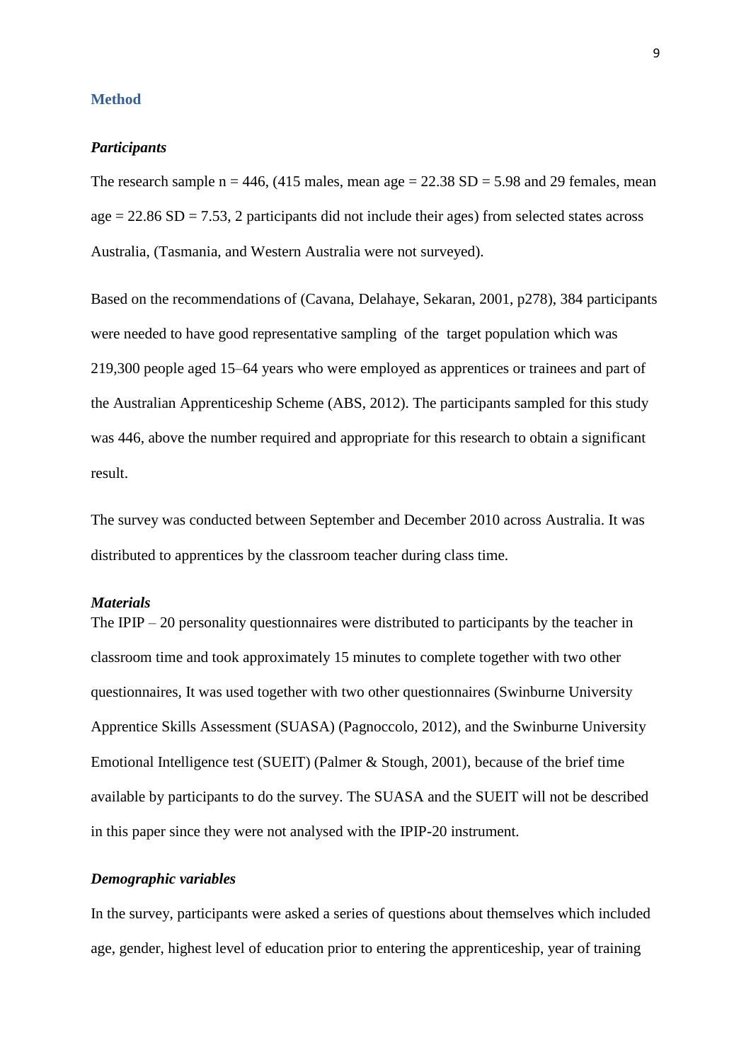## Method

### *Participants*

The research sample n = 446, (415 males, mean age = 22.38 SD = 5.98 and 29 females, mean age = 22.86 SD = 7.53, 2 participants did not include their ages) from selected states across Australia, (Tasmania, and Western Australia were not surveyed).

Based on the recommendations of (Cavana, Delahaye, Sekaran, 2001, p278), 384 participants were needed to have good representative sampling of the target population which was 219,300 people aged 15–64 years who were employed as apprentices or trainees and part of the Australian Apprenticeship Scheme (ABS, 2012). The participants sampled for this study was 446, above the number required and appropriate for this research to obtain a significant result.

The survey was conducted between September and December 2010 across Australia. It was distributed to apprentices by the classroom teacher during class time.

### *Materials*

The IPIP – 20 personality questionnaires were distributed to participants by the teacher in classroom time and took approximately 15 minutes to complete together with two other questionnaires, It was used together with two other questionnaires (Swinburne University Apprentice Skills Assessment (SUASA) (Pagnoccolo, 2012), and the Swinburne University Emotional Intelligence test (SUEIT) (Palmer & Stough, 2001), because of the brief time available by participants to do the survey. The SUASA and the SUEIT will not be described in this paper since they were not analysed with the IPIP-20 instrument.

### *Demographic variables*

In the survey, participants were asked a series of questions about themselves which included age, gender, highest level of education prior to entering the apprenticeship, year of training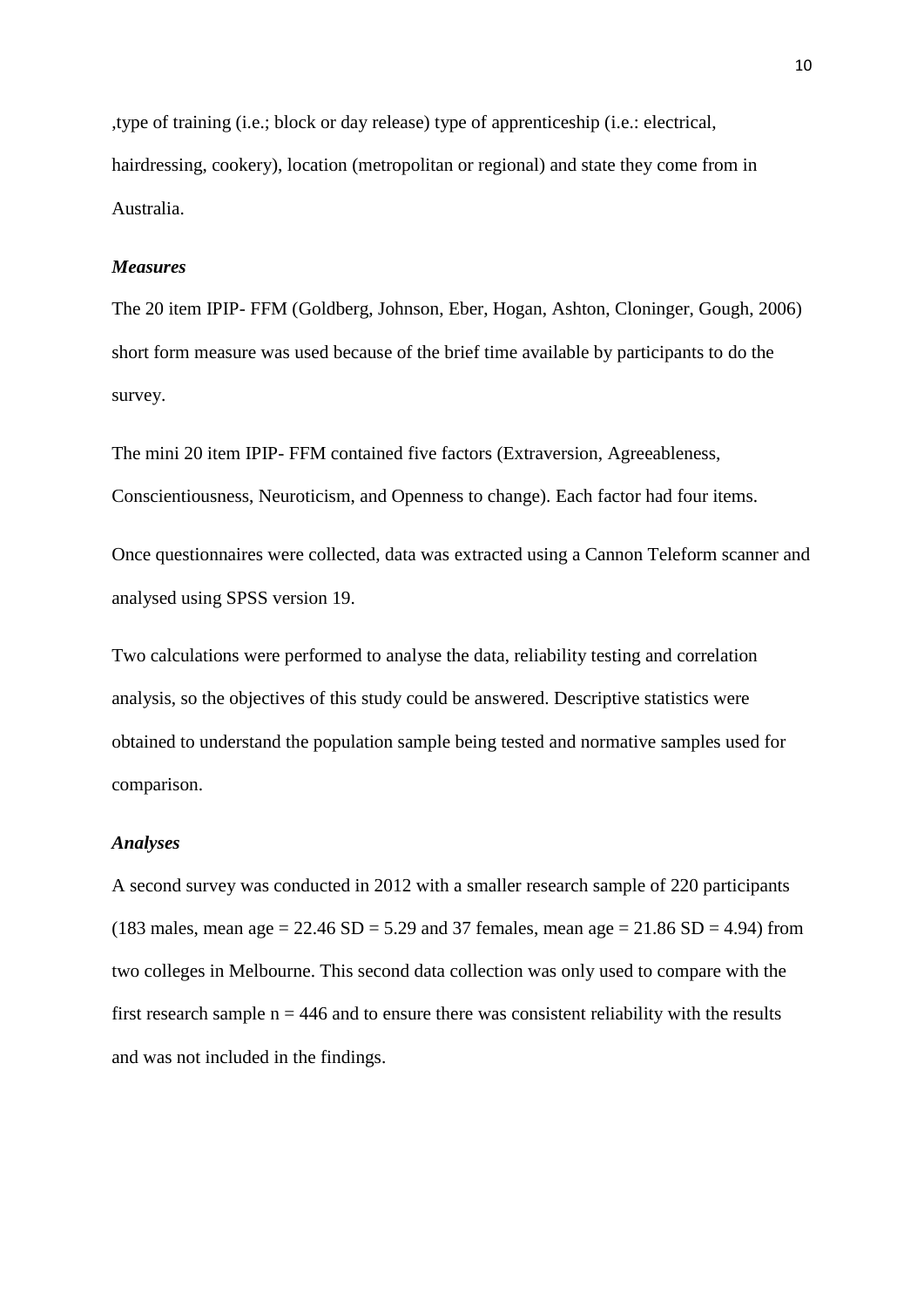,type of training (i.e.; block or day release) type of apprenticeship (i.e.: electrical, hairdressing, cookery), location (metropolitan or regional) and state they come from in Australia.

### *Measures*

The 20 item IPIP- FFM (Goldberg, Johnson, Eber, Hogan, Ashton, Cloninger, Gough, 2006) short form measure was used because of the brief time available by participants to do the survey.

The mini 20 item IPIP- FFM contained five factors (Extraversion, Agreeableness, Conscientiousness, Neuroticism, and Openness to change). Each factor had four items.

Once questionnaires were collected, data was extracted using a Cannon Teleform scanner and analysed using SPSS version 19.

Two calculations were performed to analyse the data, reliability testing and correlation analysis, so the objectives of this study could be answered. Descriptive statistics were obtained to understand the population sample being tested and normative samples used for comparison.

### *Analyses*

A second survey was conducted in 2012 with a smaller research sample of 220 participants (183 males, mean age = 22.46 SD = 5.29 and 37 females, mean age = 21.86 SD = 4.94) from two colleges in Melbourne. This second data collection was only used to compare with the first research sample n = 446 and to ensure there was consistent reliability with the results and was not included in the findings.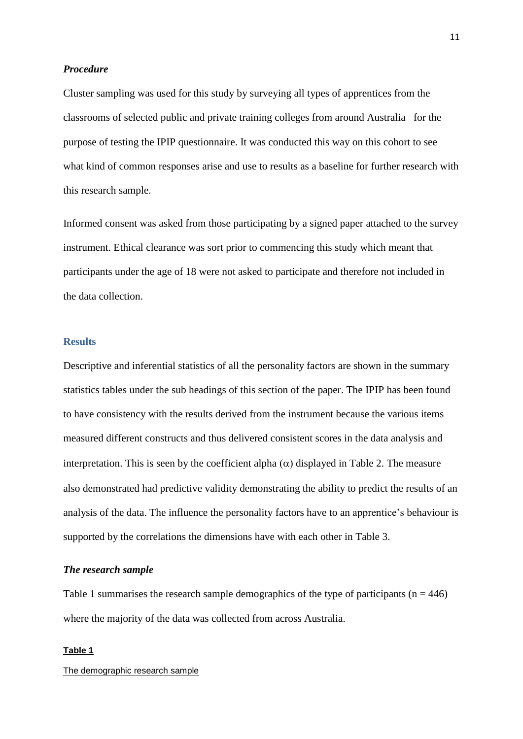### *Procedure*

Cluster sampling was used for this study by surveying all types of apprentices from the classrooms of selected public and private training colleges from around Australia for the purpose of testing the IPIP questionnaire. It was conducted this way on this cohort to see what kind of common responses arise and use to results as a baseline for further research with this research sample.

Informed consent was asked from those participating by a signed paper attached to the survey instrument. Ethical clearance was sort prior to commencing this study which meant that participants under the age of 18 were not asked to participate and therefore not included in the data collection.

## Results

Descriptive and inferential statistics of all the personality factors are shown in the summary statistics tables under the sub headings of this section of the paper. The IPIP has been found to have consistency with the results derived from the instrument because the various items measured different constructs and thus delivered consistent scores in the data analysis and interpretation. This is seen by the coefficient alpha ($\alpha$) displayed in Table 2. The measure also demonstrated had predictive validity demonstrating the ability to predict the results of an analysis of the data. The influence the personality factors have to an apprentice's behaviour is supported by the correlations the dimensions have with each other in Table 3.

### *The research sample*

Table 1 summarises the research sample demographics of the type of participants ($n = 446$) where the majority of the data was collected from across Australia.

**Table 1**

The demographic research sample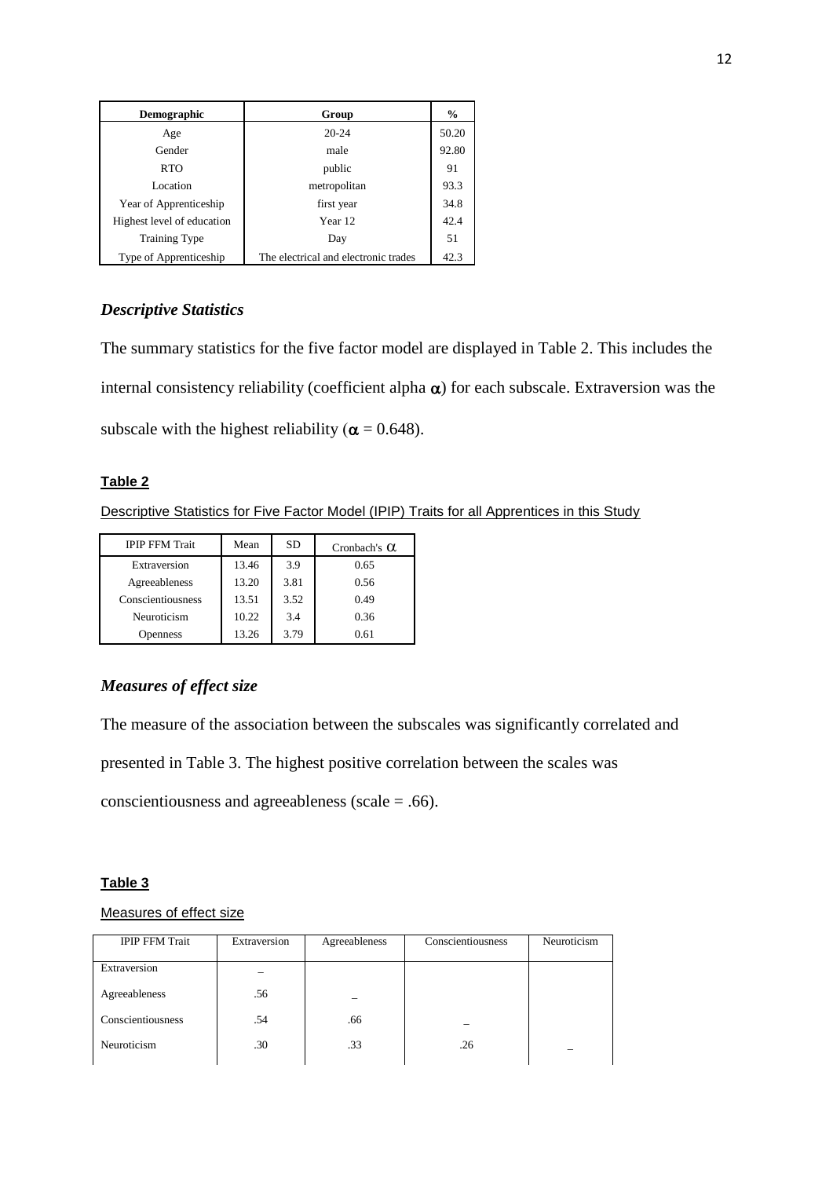| Demographic | Group | % |
|---|---|---|
| Age | 20-24 | 50.20 |
| Gender | male | 92.80 |
| RTO | public | 91 |
| Location | metropolitan | 93.3 |
| Year of Apprenticeship | first year | 34.8 |
| Highest level of education | Year 12 | 42.4 |
| Training Type | Day | 51 |
| Type of Apprenticeship | The electrical and electronic trades | 42.3 |

### *Descriptive Statistics*

The summary statistics for the five factor model are displayed in Table 2. This includes the internal consistency reliability (coefficient alpha $\alpha$) for each subscale. Extraversion was the subscale with the highest reliability ($\alpha = 0.648$).

**Table 2**

Descriptive Statistics for Five Factor Model (IPIP) Traits for all Apprentices in this Study

| IPIP FFM Trait | Mean | SD | Cronbach's $\alpha$ |
|---|---|---|---|
| Extraversion | 13.46 | 3.9 | 0.65 |
| Agreeableness | 13.20 | 3.81 | 0.56 |
| Conscientiousness | 13.51 | 3.52 | 0.49 |
| Neuroticism | 10.22 | 3.4 | 0.36 |
| Openness | 13.26 | 3.79 | 0.61 |

### *Measures of effect size*

The measure of the association between the subscales was significantly correlated and presented in Table 3. The highest positive correlation between the scales was conscientiousness and agreeableness (scale = .66).

**Table 3**

Measures of effect size

| IPIP FFM Trait | Extraversion | Agreeableness | Conscientiousness | Neuroticism |
|---|---|---|---|---|
| Extraversion | _ | | | |
| Agreeableness | .56 | _ | | |
| Conscientiousness | .54 | .66 | _ | |
| Neuroticism | .30 | .33 | .26 | _ |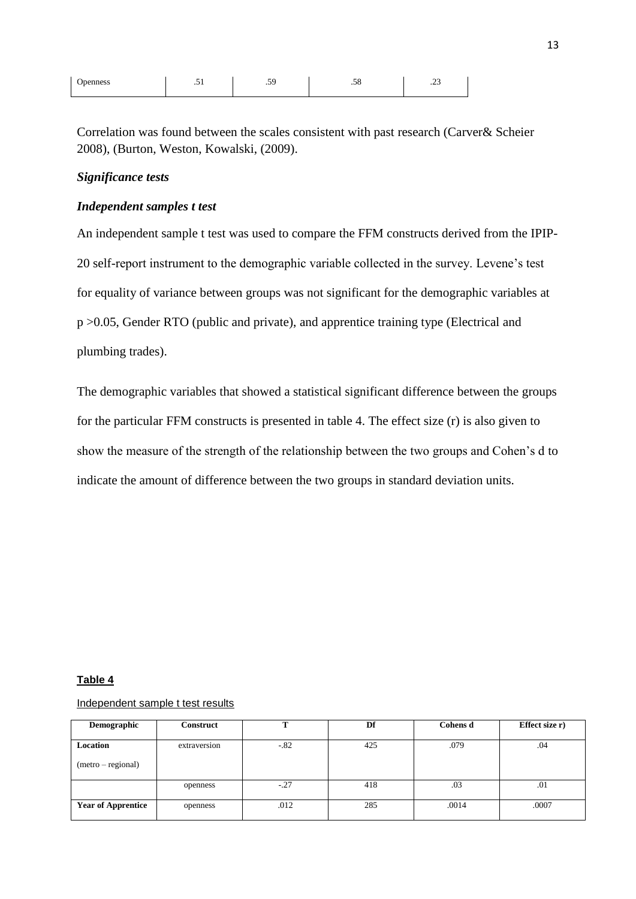| Openness | .51 | .59 | .58 | .23 |
|---|---|---|---|---|

Correlation was found between the scales consistent with past research (Carver& Scheier 2008), (Burton, Weston, Kowalski, (2009).

### *Significance tests*

### *Independent samples t test*

An independent sample t test was used to compare the FFM constructs derived from the IPIP-20 self-report instrument to the demographic variable collected in the survey. Levene's test for equality of variance between groups was not significant for the demographic variables at $p > 0.05$, Gender RTO (public and private), and apprentice training type (Electrical and plumbing trades).

The demographic variables that showed a statistical significant difference between the groups for the particular FFM constructs is presented in table 4. The effect size (r) is also given to show the measure of the strength of the relationship between the two groups and Cohen's d to indicate the amount of difference between the two groups in standard deviation units.

**Table 4**

Independent sample t test results

| Demographic | Construct | T | Df | Cohens d | Effect size r) |
|---|---|---|---|---|---|
| **Location** (metro – regional) | extraversion | -.82 | 425 | .079 | .04 |
| | openness | -.27 | 418 | .03 | .01 |
| **Year of Apprentice** | openness | .012 | 285 | .0014 | .0007 |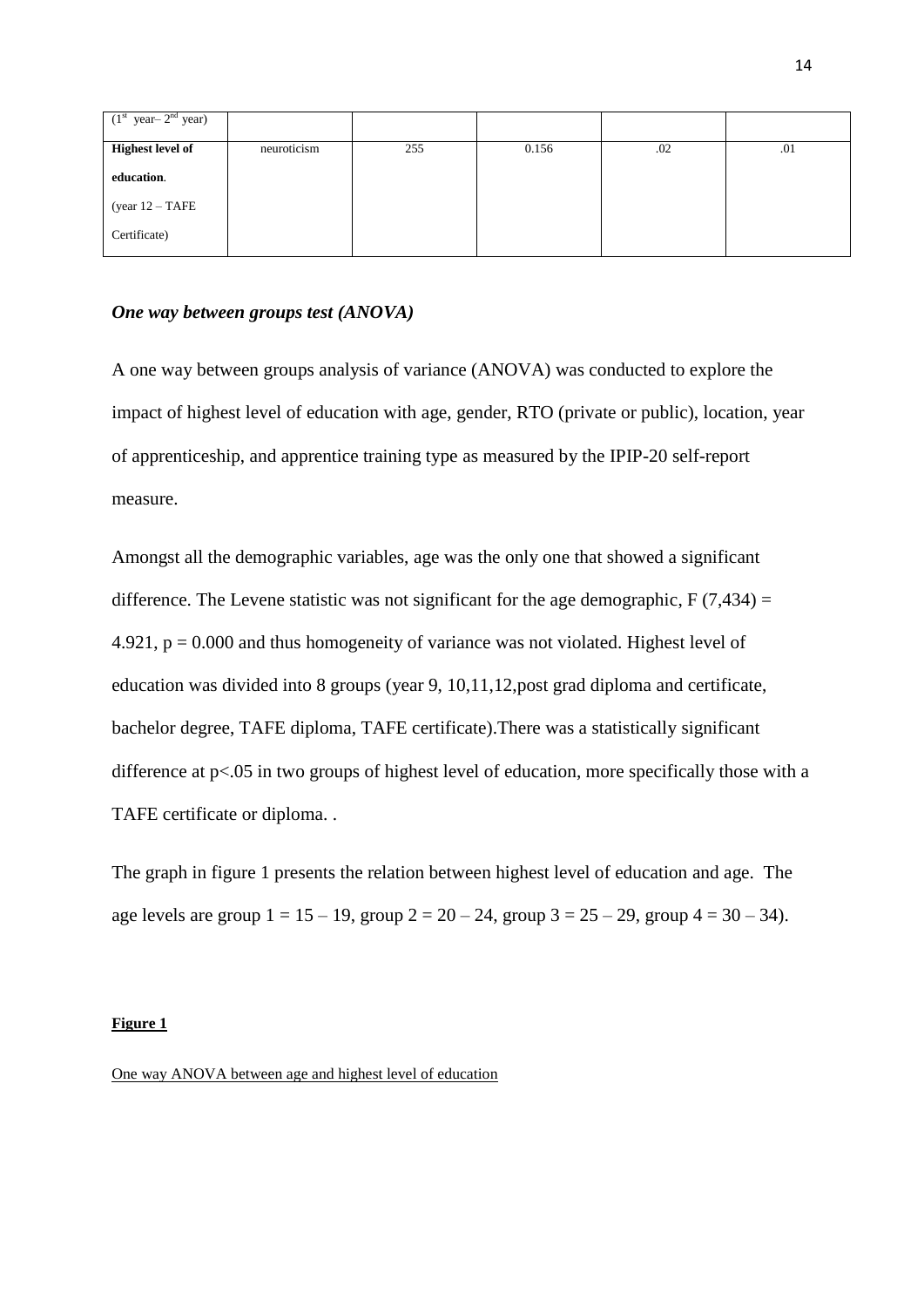| ($1^{st}$ year– $2^{nd}$ year) | | | | | |
|---|---|---|---|---|---|
| **Highest level of education**. (year 12 – TAFE Certificate) | neuroticism | 255 | 0.156 | .02 | .01 |

***One way between groups test (ANOVA)***

A one way between groups analysis of variance (ANOVA) was conducted to explore the impact of highest level of education with age, gender, RTO (private or public), location, year of apprenticeship, and apprentice training type as measured by the IPIP-20 self-report measure.

Amongst all the demographic variables, age was the only one that showed a significant difference. The Levene statistic was not significant for the age demographic, $F(7,434) = 4.921$, $p = 0.000$ and thus homogeneity of variance was not violated. Highest level of education was divided into 8 groups (year 9, 10,11,12,post grad diploma and certificate, bachelor degree, TAFE diploma, TAFE certificate).There was a statistically significant difference at $p<.05$ in two groups of highest level of education, more specifically those with a TAFE certificate or diploma. .

The graph in figure 1 presents the relation between highest level of education and age. The age levels are group 1 = 15 – 19, group 2 = 20 – 24, group 3 = 25 – 29, group 4 = 30 – 34).

**Figure 1**

One way ANOVA between age and highest level of education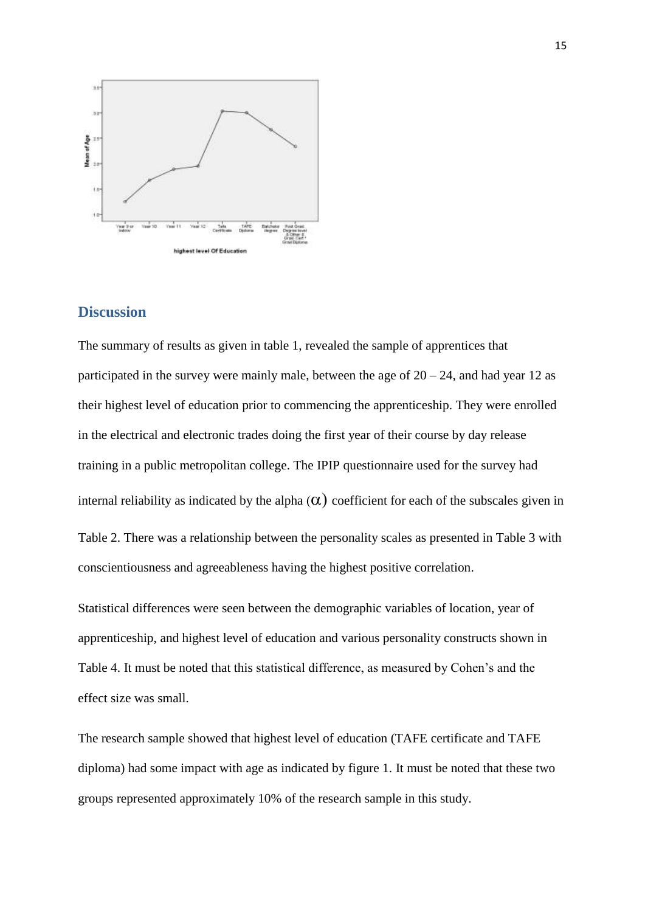## Discussion

The summary of results as given in table 1, revealed the sample of apprentices that participated in the survey were mainly male, between the age of 20 – 24, and had year 12 as their highest level of education prior to commencing the apprenticeship. They were enrolled in the electrical and electronic trades doing the first year of their course by day release training in a public metropolitan college. The IPIP questionnaire used for the survey had internal reliability as indicated by the alpha ($\alpha$) coefficient for each of the subscales given in Table 2. There was a relationship between the personality scales as presented in Table 3 with conscientiousness and agreeableness having the highest positive correlation.

Statistical differences were seen between the demographic variables of location, year of apprenticeship, and highest level of education and various personality constructs shown in Table 4. It must be noted that this statistical difference, as measured by Cohen's and the effect size was small.

The research sample showed that highest level of education (TAFE certificate and TAFE diploma) had some impact with age as indicated by figure 1. It must be noted that these two groups represented approximately 10% of the research sample in this study.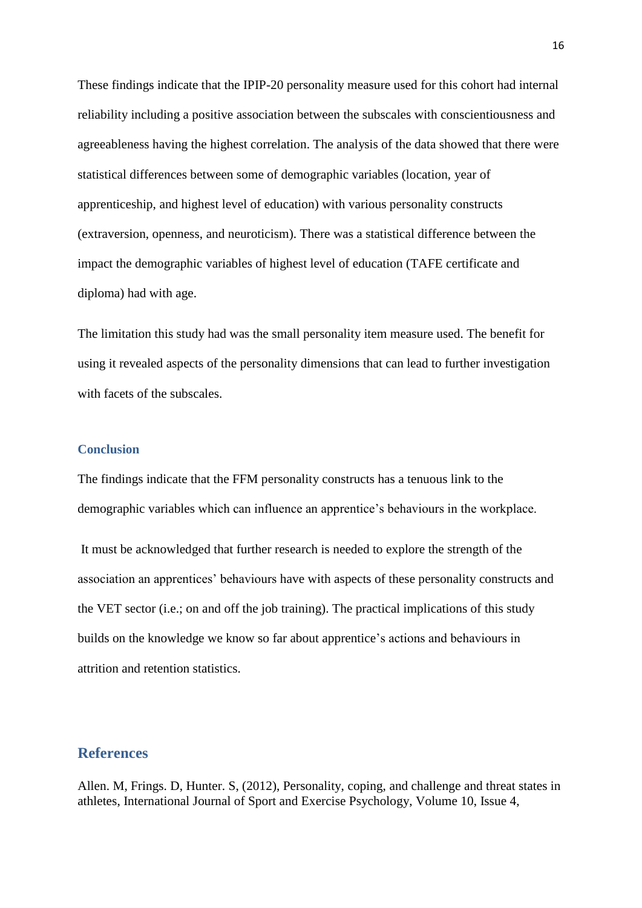These findings indicate that the IPIP-20 personality measure used for this cohort had internal reliability including a positive association between the subscales with conscientiousness and agreeableness having the highest correlation. The analysis of the data showed that there were statistical differences between some of demographic variables (location, year of apprenticeship, and highest level of education) with various personality constructs (extraversion, openness, and neuroticism). There was a statistical difference between the impact the demographic variables of highest level of education (TAFE certificate and diploma) had with age.

The limitation this study had was the small personality item measure used. The benefit for using it revealed aspects of the personality dimensions that can lead to further investigation with facets of the subscales.

### Conclusion

The findings indicate that the FFM personality constructs has a tenuous link to the demographic variables which can influence an apprentice's behaviours in the workplace.

It must be acknowledged that further research is needed to explore the strength of the association an apprentices' behaviours have with aspects of these personality constructs and the VET sector (i.e.; on and off the job training). The practical implications of this study builds on the knowledge we know so far about apprentice's actions and behaviours in attrition and retention statistics.

## References

Allen. M, Frings. D, Hunter. S, (2012), Personality, coping, and challenge and threat states in athletes, International Journal of Sport and Exercise Psychology, Volume 10, Issue 4,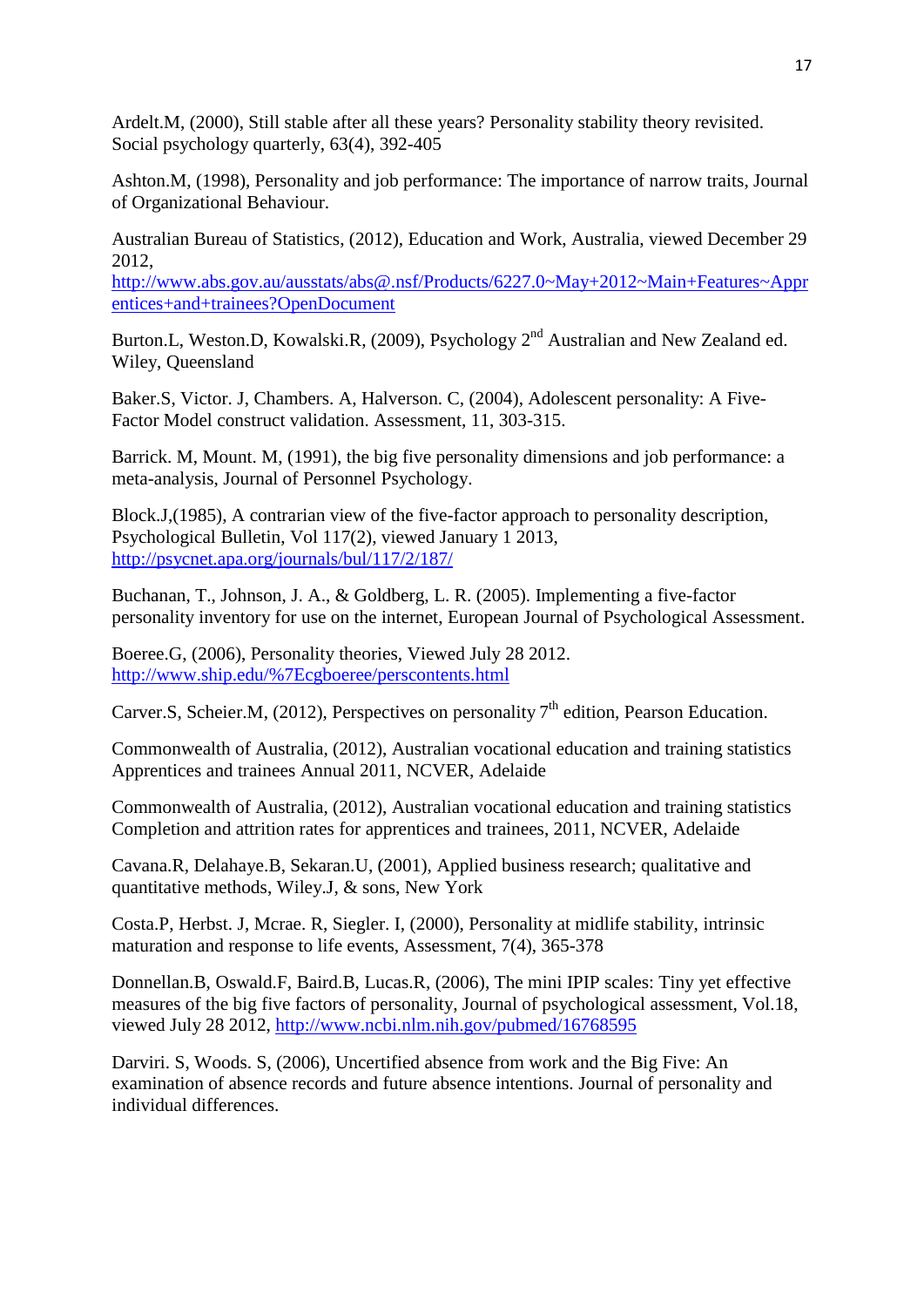Ardelt.M, (2000), Still stable after all these years? Personality stability theory revisited. Social psychology quarterly, 63(4), 392-405

Ashton.M, (1998), Personality and job performance: The importance of narrow traits, Journal of Organizational Behaviour.

Australian Bureau of Statistics, (2012), Education and Work, Australia, viewed December 29 2012, http://www.abs.gov.au/ausstats/abs@.nsf/Products/6227.0~May+2012~Main+Features~Apprentices+and+trainees?OpenDocument

Burton.L, Weston.D, Kowalski.R, (2009), Psychology 2nd Australian and New Zealand ed. Wiley, Queensland

Baker.S, Victor. J, Chambers. A, Halverson. C, (2004), Adolescent personality: A Five-Factor Model construct validation. Assessment, 11, 303-315.

Barrick. M, Mount. M, (1991), the big five personality dimensions and job performance: a meta-analysis, Journal of Personnel Psychology.

Block.J,(1985), A contrarian view of the five-factor approach to personality description, Psychological Bulletin, Vol 117(2), viewed January 1 2013, http://psycnet.apa.org/journals/bul/117/2/187/

Buchanan, T., Johnson, J. A., & Goldberg, L. R. (2005). Implementing a five-factor personality inventory for use on the internet, European Journal of Psychological Assessment.

Boeree.G, (2006), Personality theories, Viewed July 28 2012. http://www.ship.edu/%7Ecgboeree/perscontents.html

Carver.S, Scheier.M, (2012), Perspectives on personality 7th edition, Pearson Education.

Commonwealth of Australia, (2012), Australian vocational education and training statistics Apprentices and trainees Annual 2011, NCVER, Adelaide

Commonwealth of Australia, (2012), Australian vocational education and training statistics Completion and attrition rates for apprentices and trainees, 2011, NCVER, Adelaide

Cavana.R, Delahaye.B, Sekaran.U, (2001), Applied business research; qualitative and quantitative methods, Wiley.J, & sons, New York

Costa.P, Herbst. J, Mcrae. R, Siegler. I, (2000), Personality at midlife stability, intrinsic maturation and response to life events, Assessment, 7(4), 365-378

Donnellan.B, Oswald.F, Baird.B, Lucas.R, (2006), The mini IPIP scales: Tiny yet effective measures of the big five factors of personality, Journal of psychological assessment, Vol.18, viewed July 28 2012, http://www.ncbi.nlm.nih.gov/pubmed/16768595

Darviri. S, Woods. S, (2006), Uncertified absence from work and the Big Five: An examination of absence records and future absence intentions. Journal of personality and individual differences.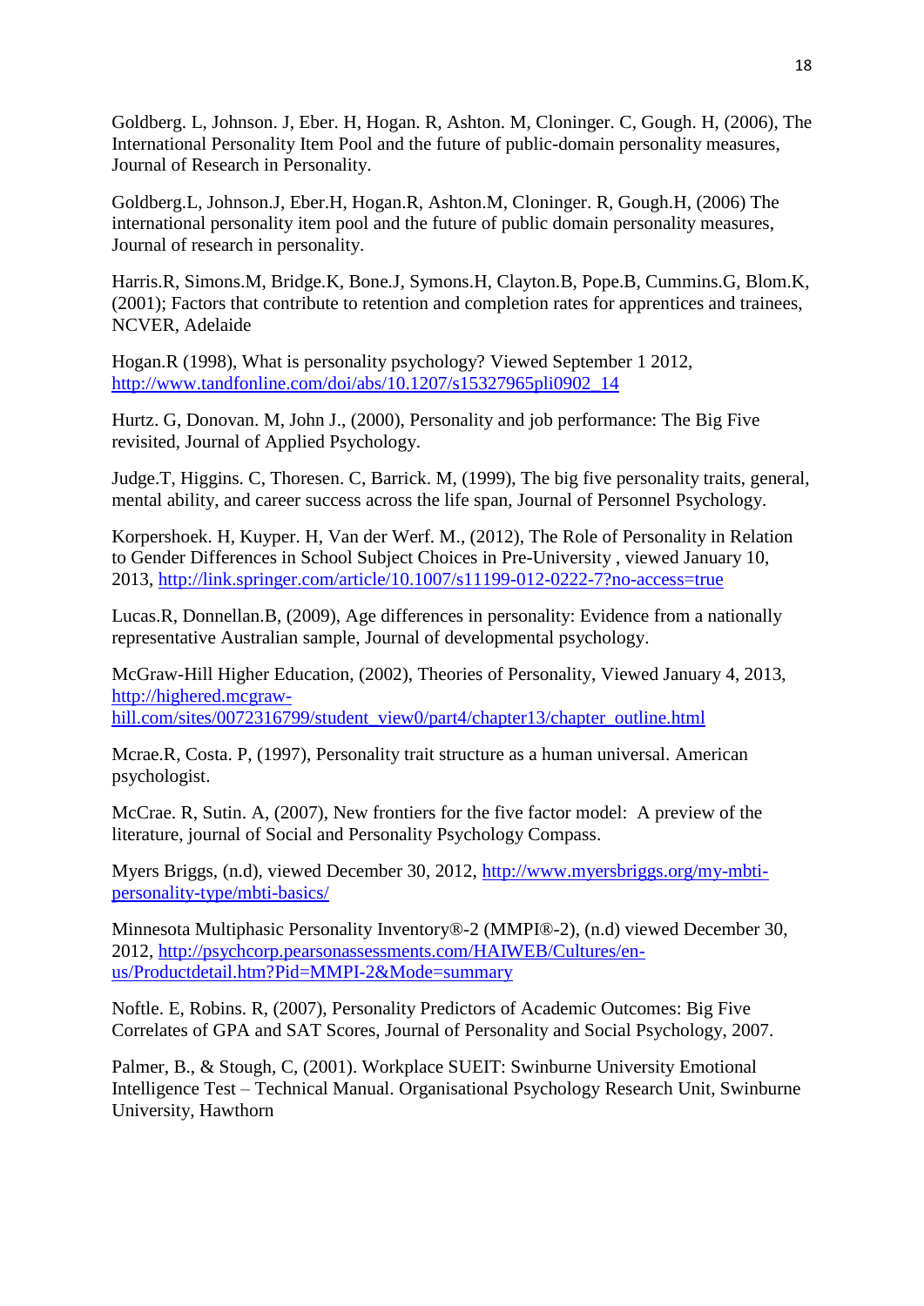Goldberg. L, Johnson. J, Eber. H, Hogan. R, Ashton. M, Cloninger. C, Gough. H, (2006), The International Personality Item Pool and the future of public-domain personality measures, Journal of Research in Personality.

Goldberg.L, Johnson.J, Eber.H, Hogan.R, Ashton.M, Cloninger. R, Gough.H, (2006) The international personality item pool and the future of public domain personality measures, Journal of research in personality.

Harris.R, Simons.M, Bridge.K, Bone.J, Symons.H, Clayton.B, Pope.B, Cummins.G, Blom.K, (2001); Factors that contribute to retention and completion rates for apprentices and trainees, NCVER, Adelaide

Hogan.R (1998), What is personality psychology? Viewed September 1 2012, http://www.tandfonline.com/doi/abs/10.1207/s15327965pli0902_14

Hurtz. G, Donovan. M, John J., (2000), Personality and job performance: The Big Five revisited, Journal of Applied Psychology.

Judge.T, Higgins. C, Thoresen. C, Barrick. M, (1999), The big five personality traits, general, mental ability, and career success across the life span, Journal of Personnel Psychology.

Korpershoek. H, Kuyper. H, Van der Werf. M., (2012), The Role of Personality in Relation to Gender Differences in School Subject Choices in Pre-University , viewed January 10, 2013, http://link.springer.com/article/10.1007/s11199-012-0222-7?no-access=true

Lucas.R, Donnellan.B, (2009), Age differences in personality: Evidence from a nationally representative Australian sample, Journal of developmental psychology.

McGraw-Hill Higher Education, (2002), Theories of Personality, Viewed January 4, 2013, http://highered.mcgraw-hill.com/sites/0072316799/student_view0/part4/chapter13/chapter_outline.html

Mcrae.R, Costa. P, (1997), Personality trait structure as a human universal. American psychologist.

McCrae. R, Sutin. A, (2007), New frontiers for the five factor model: A preview of the literature, journal of Social and Personality Psychology Compass.

Myers Briggs, (n.d), viewed December 30, 2012, http://www.myersbriggs.org/my-mbti-personality-type/mbti-basics/

Minnesota Multiphasic Personality Inventory®-2 (MMPI®-2), (n.d) viewed December 30, 2012, http://psychcorp.pearsonassessments.com/HAIWEB/Cultures/en-us/Productdetail.htm?Pid=MMPI-2&Mode=summary

Noftle. E, Robins. R, (2007), Personality Predictors of Academic Outcomes: Big Five Correlates of GPA and SAT Scores, Journal of Personality and Social Psychology, 2007.

Palmer, B., & Stough, C, (2001). Workplace SUEIT: Swinburne University Emotional Intelligence Test – Technical Manual. Organisational Psychology Research Unit, Swinburne University, Hawthorn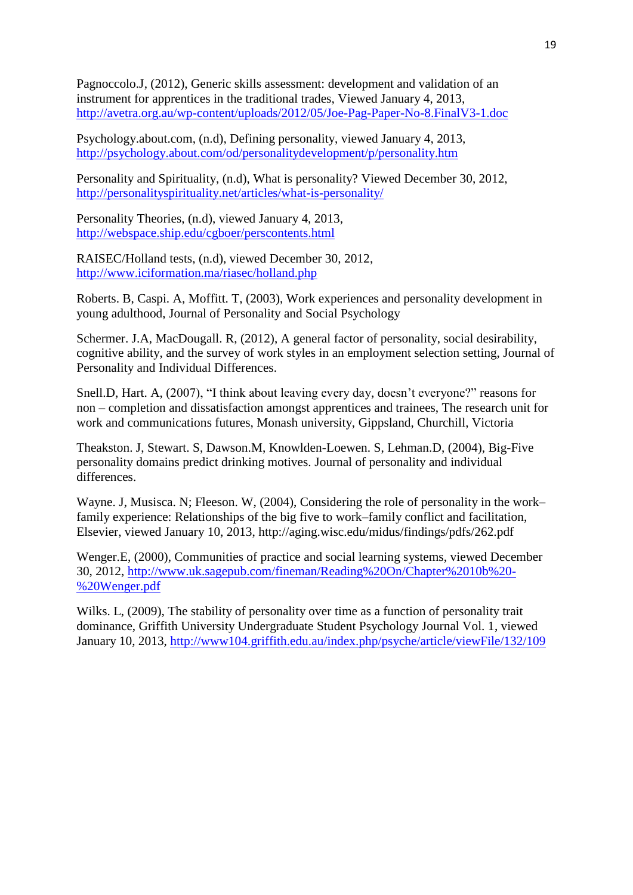Pagnoccolo.J, (2012), Generic skills assessment: development and validation of an instrument for apprentices in the traditional trades, Viewed January 4, 2013, http://avetra.org.au/wp-content/uploads/2012/05/Joe-Pag-Paper-No-8.FinalV3-1.doc

Psychology.about.com, (n.d), Defining personality, viewed January 4, 2013, http://psychology.about.com/od/personalitydevelopment/p/personality.htm

Personality and Spirituality, (n.d), What is personality? Viewed December 30, 2012, http://personalityspirituality.net/articles/what-is-personality/

Personality Theories, (n.d), viewed January 4, 2013, http://webspace.ship.edu/cgboer/perscontents.html

RAISEC/Holland tests, (n.d), viewed December 30, 2012, http://www.iciformation.ma/riasec/holland.php

Roberts. B, Caspi. A, Moffitt. T, (2003), Work experiences and personality development in young adulthood, Journal of Personality and Social Psychology

Schermer. J.A, MacDougall. R, (2012), A general factor of personality, social desirability, cognitive ability, and the survey of work styles in an employment selection setting, Journal of Personality and Individual Differences.

Snell.D, Hart. A, (2007), "I think about leaving every day, doesn't everyone?" reasons for non – completion and dissatisfaction amongst apprentices and trainees, The research unit for work and communications futures, Monash university, Gippsland, Churchill, Victoria

Theakston. J, Stewart. S, Dawson.M, Knowlden-Loewen. S, Lehman.D, (2004), Big-Five personality domains predict drinking motives. Journal of personality and individual differences.

Wayne. J, Musisca. N; Fleeson. W, (2004), Considering the role of personality in the work–family experience: Relationships of the big five to work–family conflict and facilitation, Elsevier, viewed January 10, 2013, http://aging.wisc.edu/midus/findings/pdfs/262.pdf

Wenger.E, (2000), Communities of practice and social learning systems, viewed December 30, 2012, http://www.uk.sagepub.com/fineman/Reading%20On/Chapter%2010b%20-%20Wenger.pdf

Wilks. L, (2009), The stability of personality over time as a function of personality trait dominance, Griffith University Undergraduate Student Psychology Journal Vol. 1, viewed January 10, 2013, http://www104.griffith.edu.au/index.php/psyche/article/viewFile/132/109